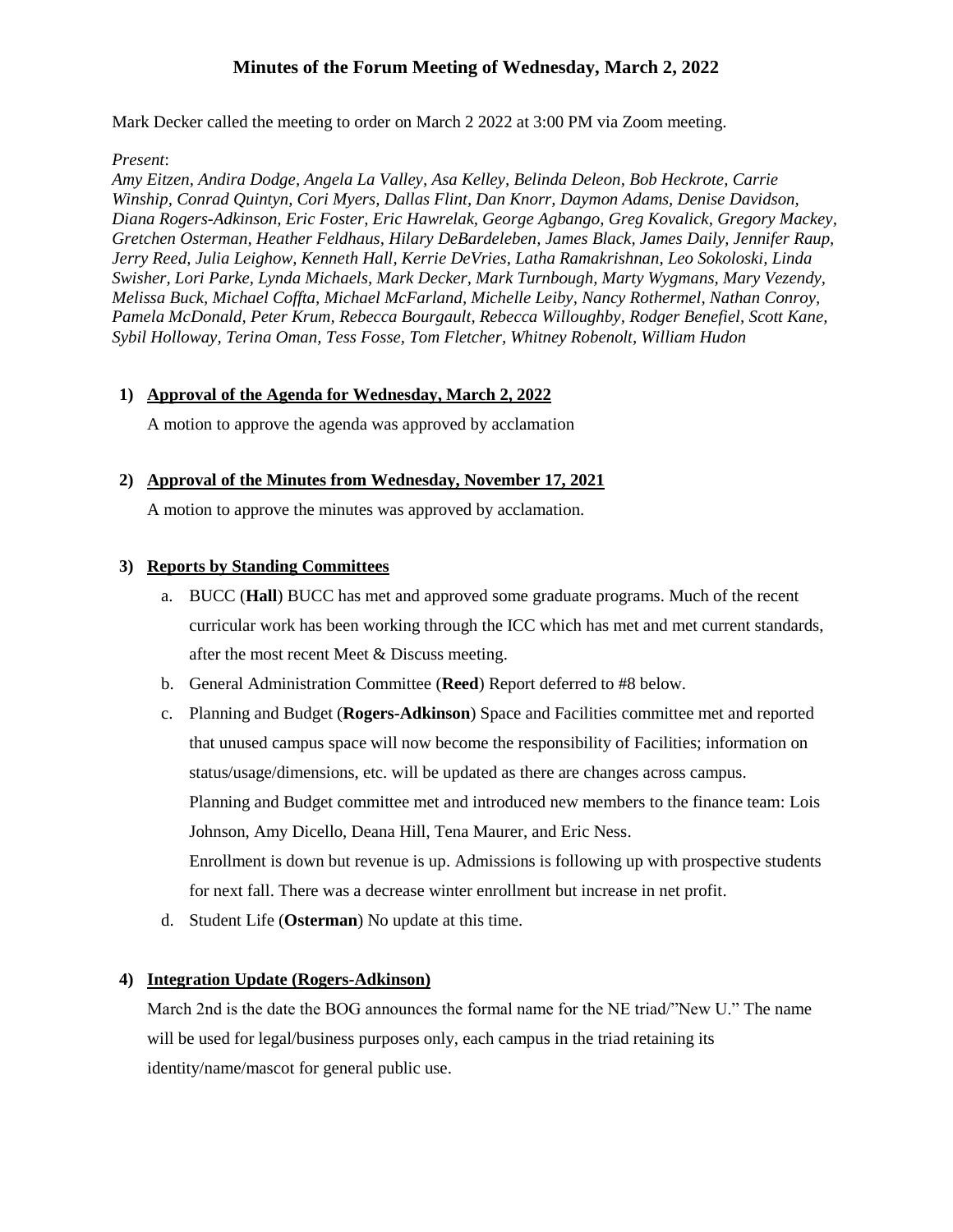# Minutes of the Forum Meeting of Wednesday, March 2, 2022

Mark Decker called the meeting to order on March 2 2022 at 3:00 PM via Zoom meeting.

*Present*:

*Amy Eitzen, Andira Dodge, Angela La Valley, Asa Kelley, Belinda Deleon, Bob Heckrote, Carrie Winship, Conrad Quintyn, Cori Myers, Dallas Flint, Dan Knorr, Daymon Adams, Denise Davidson, Diana Rogers-Adkinson, Eric Foster, Eric Hawrelak, George Agbango, Greg Kovalick, Gregory Mackey, Gretchen Osterman, Heather Feldhaus, Hilary DeBardeleben, James Black, James Daily, Jennifer Raup, Jerry Reed, Julia Leighow, Kenneth Hall, Kerrie DeVries, Latha Ramakrishnan, Leo Sokoloski, Linda Swisher, Lori Parke, Lynda Michaels, Mark Decker, Mark Turnbough, Marty Wygmans, Mary Vezendy, Melissa Buck, Michael Coffta, Michael McFarland, Michelle Leiby, Nancy Rothermel, Nathan Conroy, Pamela McDonald, Peter Krum, Rebecca Bourgault, Rebecca Willoughby, Rodger Benefiel, Scott Kane, Sybil Holloway, Terina Oman, Tess Fosse, Tom Fletcher, Whitney Robenolt, William Hudon*

**1) Approval of the Agenda for Wednesday, March 2, 2022**

A motion to approve the agenda was approved by acclamation

**2) Approval of the Minutes from Wednesday, November 17, 2021**

A motion to approve the minutes was approved by acclamation.

**3) Reports by Standing Committees**

a. BUCC (**Hall**) BUCC has met and approved some graduate programs. Much of the recent curricular work has been working through the ICC which has met and met current standards, after the most recent Meet & Discuss meeting.

b. General Administration Committee (**Reed**) Report deferred to #8 below.

c. Planning and Budget (**Rogers-Adkinson**) Space and Facilities committee met and reported that unused campus space will now become the responsibility of Facilities; information on status/usage/dimensions, etc. will be updated as there are changes across campus.
Planning and Budget committee met and introduced new members to the finance team: Lois Johnson, Amy Dicello, Deana Hill, Tena Maurer, and Eric Ness.
Enrollment is down but revenue is up. Admissions is following up with prospective students for next fall. There was a decrease winter enrollment but increase in net profit.

d. Student Life (**Osterman**) No update at this time.

**4) Integration Update (Rogers-Adkinson)**

March 2nd is the date the BOG announces the formal name for the NE triad/"New U." The name will be used for legal/business purposes only, each campus in the triad retaining its identity/name/mascot for general public use.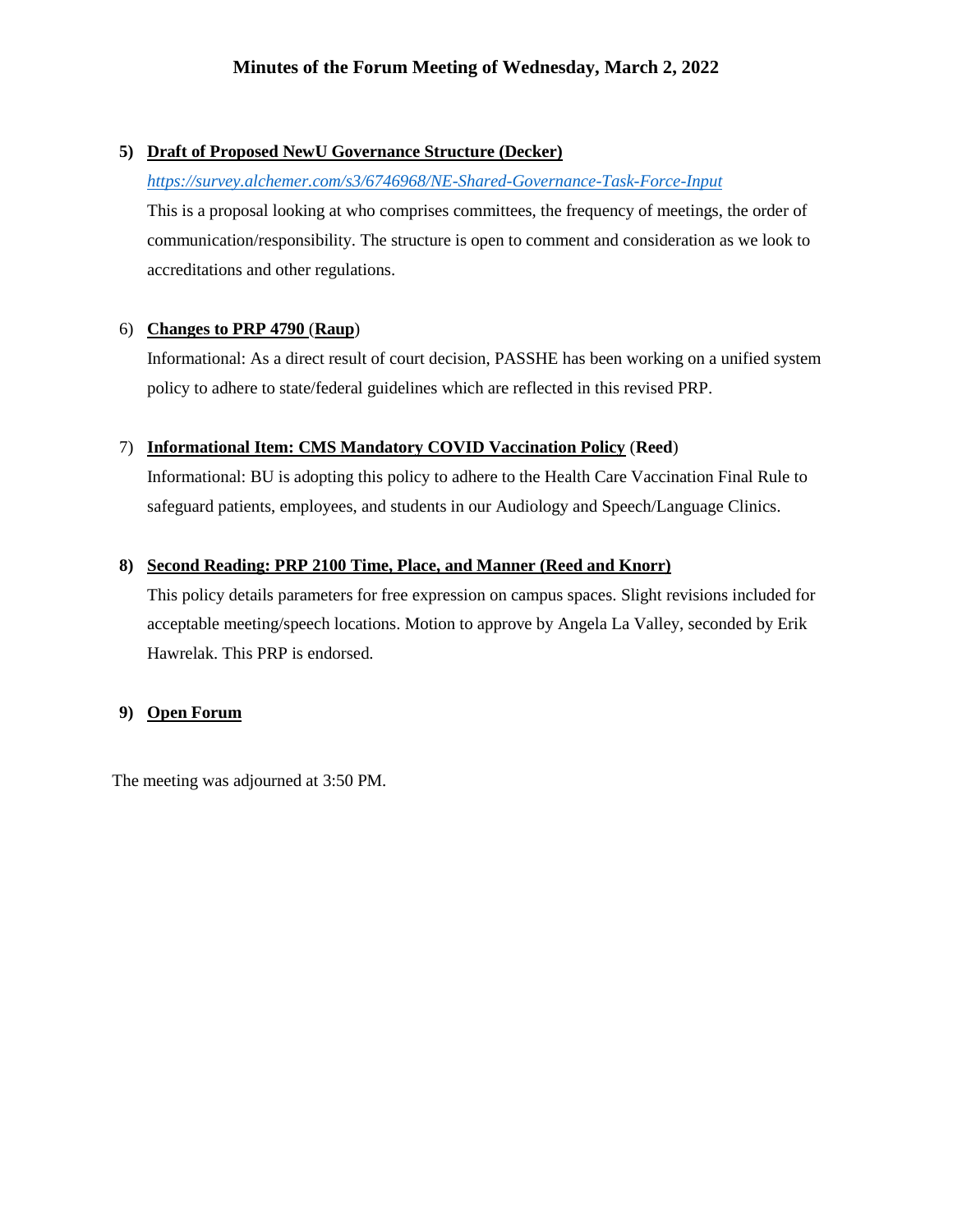**Minutes of the Forum Meeting of Wednesday, March 2, 2022**

5) **Draft of Proposed NewU Governance Structure (Decker)**

   *https://survey.alchemer.com/s3/6746968/NE-Shared-Governance-Task-Force-Input*

   This is a proposal looking at who comprises committees, the frequency of meetings, the order of communication/responsibility. The structure is open to comment and consideration as we look to accreditations and other regulations.

6) **Changes to PRP 4790** (**Raup**)

   Informational: As a direct result of court decision, PASSHE has been working on a unified system policy to adhere to state/federal guidelines which are reflected in this revised PRP.

7) **Informational Item: CMS Mandatory COVID Vaccination Policy** (**Reed**)

   Informational: BU is adopting this policy to adhere to the Health Care Vaccination Final Rule to safeguard patients, employees, and students in our Audiology and Speech/Language Clinics.

8) **Second Reading: PRP 2100 Time, Place, and Manner (Reed and Knorr)**

   This policy details parameters for free expression on campus spaces. Slight revisions included for acceptable meeting/speech locations. Motion to approve by Angela La Valley, seconded by Erik Hawrelak. This PRP is endorsed.

9) **Open Forum**

The meeting was adjourned at 3:50 PM.